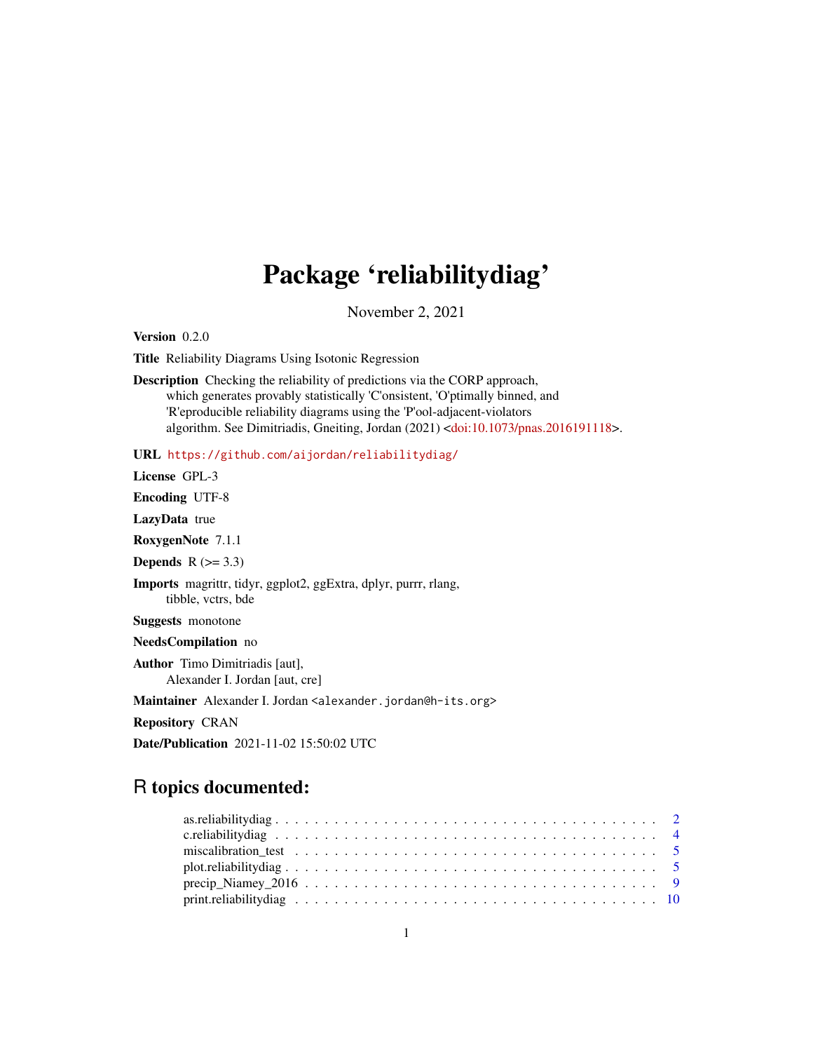# Package 'reliabilitydiag'

November 2, 2021

**Version** 0.2.0

**Title** Reliability Diagrams Using Isotonic Regression

**Description** Checking the reliability of predictions via the CORP approach, which generates provably statistically 'C'onsistent, 'O'ptimally binned, and 'R'eproducible reliability diagrams using the 'P'ool-adjacent-violators algorithm. See Dimitriadis, Gneiting, Jordan (2021) <doi:10.1073/pnas.2016191118>.

**URL** https://github.com/aijordan/reliabilitydiag/

**License** GPL-3

**Encoding** UTF-8

**LazyData** true

**RoxygenNote** 7.1.1

**Depends** R (>= 3.3)

**Imports** magrittr, tidyr, ggplot2, ggExtra, dplyr, purrr, rlang, tibble, vctrs, bde

**Suggests** monotone

**NeedsCompilation** no

**Author** Timo Dimitriadis [aut], Alexander I. Jordan [aut, cre]

**Maintainer** Alexander I. Jordan <alexander.jordan@h-its.org>

**Repository** CRAN

**Date/Publication** 2021-11-02 15:50:02 UTC

## R topics documented:

- as.reliabilitydiag . . . . . . . . . . . . . . . . . . . . . . . . . . . . . . . . . . . . . . . . 2
- c.reliabilitydiag . . . . . . . . . . . . . . . . . . . . . . . . . . . . . . . . . . . . . . . . 4
- miscalibration_test . . . . . . . . . . . . . . . . . . . . . . . . . . . . . . . . . . . . . . 5
- plot.reliabilitydiag . . . . . . . . . . . . . . . . . . . . . . . . . . . . . . . . . . . . . . 5
- precip_Niamey_2016 . . . . . . . . . . . . . . . . . . . . . . . . . . . . . . . . . . . . . 9
- print.reliabilitydiag . . . . . . . . . . . . . . . . . . . . . . . . . . . . . . . . . . . . . 10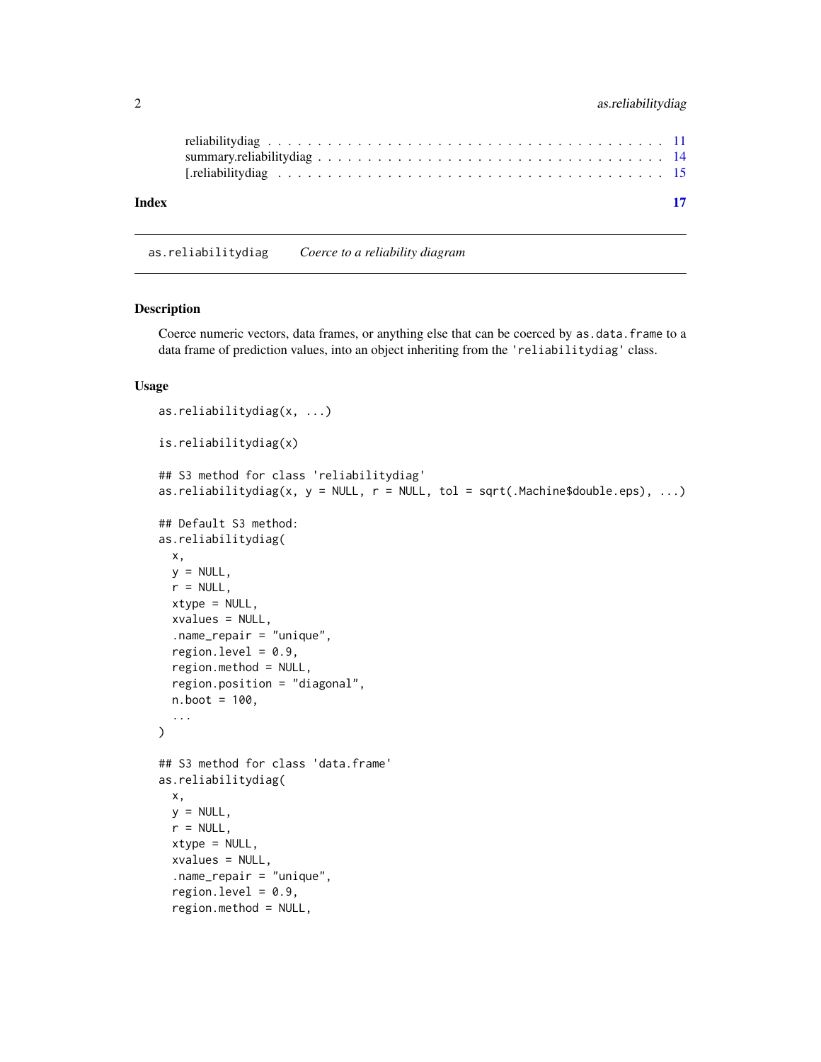reliabilitydiag . . . . . . . . . . . . . . . . . . . . . . . . . . . . . . . . . . . . . . . 11
summary.reliabilitydiag . . . . . . . . . . . . . . . . . . . . . . . . . . . . . . . . . . . 14
[.reliabilitydiag . . . . . . . . . . . . . . . . . . . . . . . . . . . . . . . . . . . . . . 15

**Index** **17**

---

`as.reliabilitydiag` *Coerce to a reliability diagram*

---

### Description

Coerce numeric vectors, data frames, or anything else that can be coerced by `as.data.frame` to a data frame of prediction values, into an object inheriting from the `'reliabilitydiag'` class.

### Usage

```
as.reliabilitydiag(x, ...)

is.reliabilitydiag(x)

## S3 method for class 'reliabilitydiag'
as.reliabilitydiag(x, y = NULL, r = NULL, tol = sqrt(.Machine$double.eps), ...)

## Default S3 method:
as.reliabilitydiag(
  x,
  y = NULL,
  r = NULL,
  xtype = NULL,
  xvalues = NULL,
  .name_repair = "unique",
  region.level = 0.9,
  region.method = NULL,
  region.position = "diagonal",
  n.boot = 100,
  ...
)

## S3 method for class 'data.frame'
as.reliabilitydiag(
  x,
  y = NULL,
  r = NULL,
  xtype = NULL,
  xvalues = NULL,
  .name_repair = "unique",
  region.level = 0.9,
  region.method = NULL,
```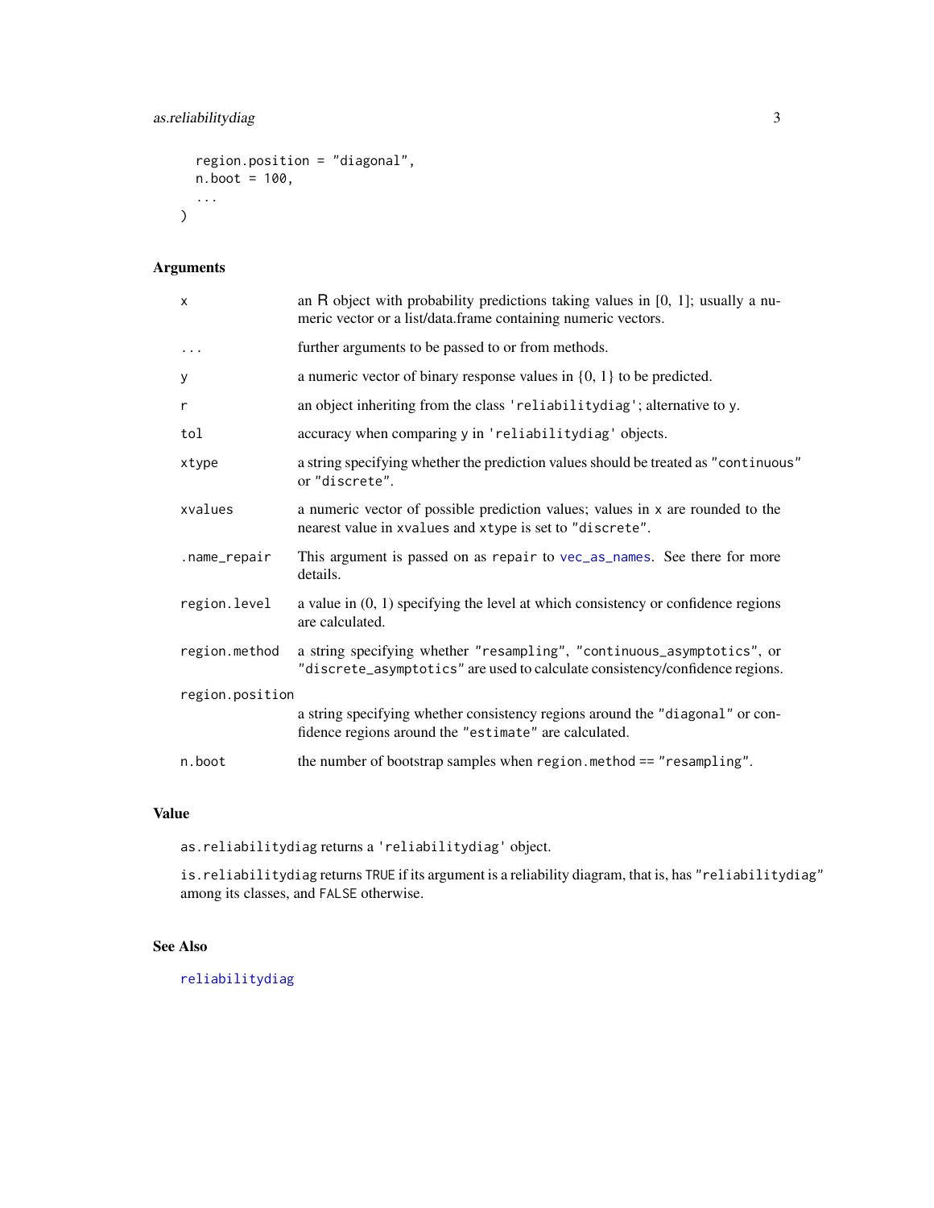```
  region.position = "diagonal",
  n.boot = 100,
  ...
)
```

## Arguments

| | |
|---|---|
| `x` | an R object with probability predictions taking values in [0, 1]; usually a numeric vector or a list/data.frame containing numeric vectors. |
| `...` | further arguments to be passed to or from methods. |
| `y` | a numeric vector of binary response values in {0, 1} to be predicted. |
| `r` | an object inheriting from the class `'reliabilitydiag'`; alternative to `y`. |
| `tol` | accuracy when comparing `y` in `'reliabilitydiag'` objects. |
| `xtype` | a string specifying whether the prediction values should be treated as `"continuous"` or `"discrete"`. |
| `xvalues` | a numeric vector of possible prediction values; values in `x` are rounded to the nearest value in `xvalues` and `xtype` is set to `"discrete"`. |
| `.name_repair` | This argument is passed on as `repair` to `vec_as_names`. See there for more details. |
| `region.level` | a value in (0, 1) specifying the level at which consistency or confidence regions are calculated. |
| `region.method` | a string specifying whether `"resampling"`, `"continuous_asymptotics"`, or `"discrete_asymptotics"` are used to calculate consistency/confidence regions. |
| `region.position` | a string specifying whether consistency regions around the `"diagonal"` or confidence regions around the `"estimate"` are calculated. |
| `n.boot` | the number of bootstrap samples when `region.method == "resampling"`. |

## Value

`as.reliabilitydiag` returns a `'reliabilitydiag'` object.

`is.reliabilitydiag` returns `TRUE` if its argument is a reliability diagram, that is, has `"reliabilitydiag"` among its classes, and `FALSE` otherwise.

## See Also

`reliabilitydiag`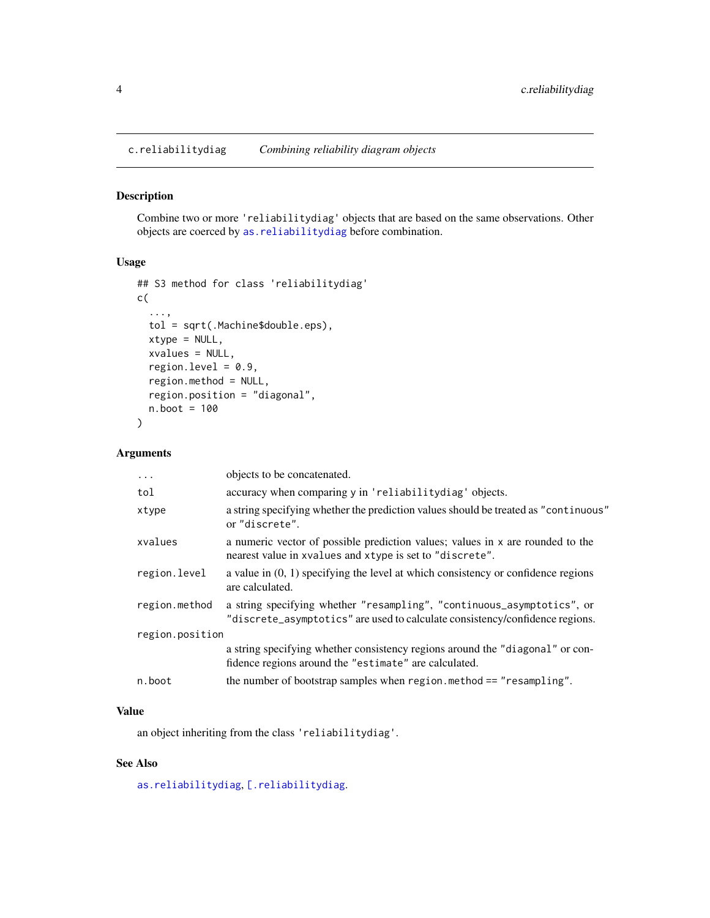`c.reliabilitydiag` *Combining reliability diagram objects*

### Description

Combine two or more 'reliabilitydiag' objects that are based on the same observations. Other objects are coerced by `as.reliabilitydiag` before combination.

### Usage

```
## S3 method for class 'reliabilitydiag'
c(
  ...,
  tol = sqrt(.Machine$double.eps),
  xtype = NULL,
  xvalues = NULL,
  region.level = 0.9,
  region.method = NULL,
  region.position = "diagonal",
  n.boot = 100
)
```

### Arguments

| | |
|---|---|
| `...` | objects to be concatenated. |
| `tol` | accuracy when comparing `y` in 'reliabilitydiag' objects. |
| `xtype` | a string specifying whether the prediction values should be treated as "continuous" or "discrete". |
| `xvalues` | a numeric vector of possible prediction values; values in `x` are rounded to the nearest value in `xvalues` and `xtype` is set to "discrete". |
| `region.level` | a value in (0, 1) specifying the level at which consistency or confidence regions are calculated. |
| `region.method` | a string specifying whether "resampling", "continuous_asymptotics", or "discrete_asymptotics" are used to calculate consistency/confidence regions. |
| `region.position` | a string specifying whether consistency regions around the "diagonal" or confidence regions around the "estimate" are calculated. |
| `n.boot` | the number of bootstrap samples when `region.method == "resampling"`. |

### Value

an object inheriting from the class 'reliabilitydiag'.

### See Also

`as.reliabilitydiag`, `[.reliabilitydiag`.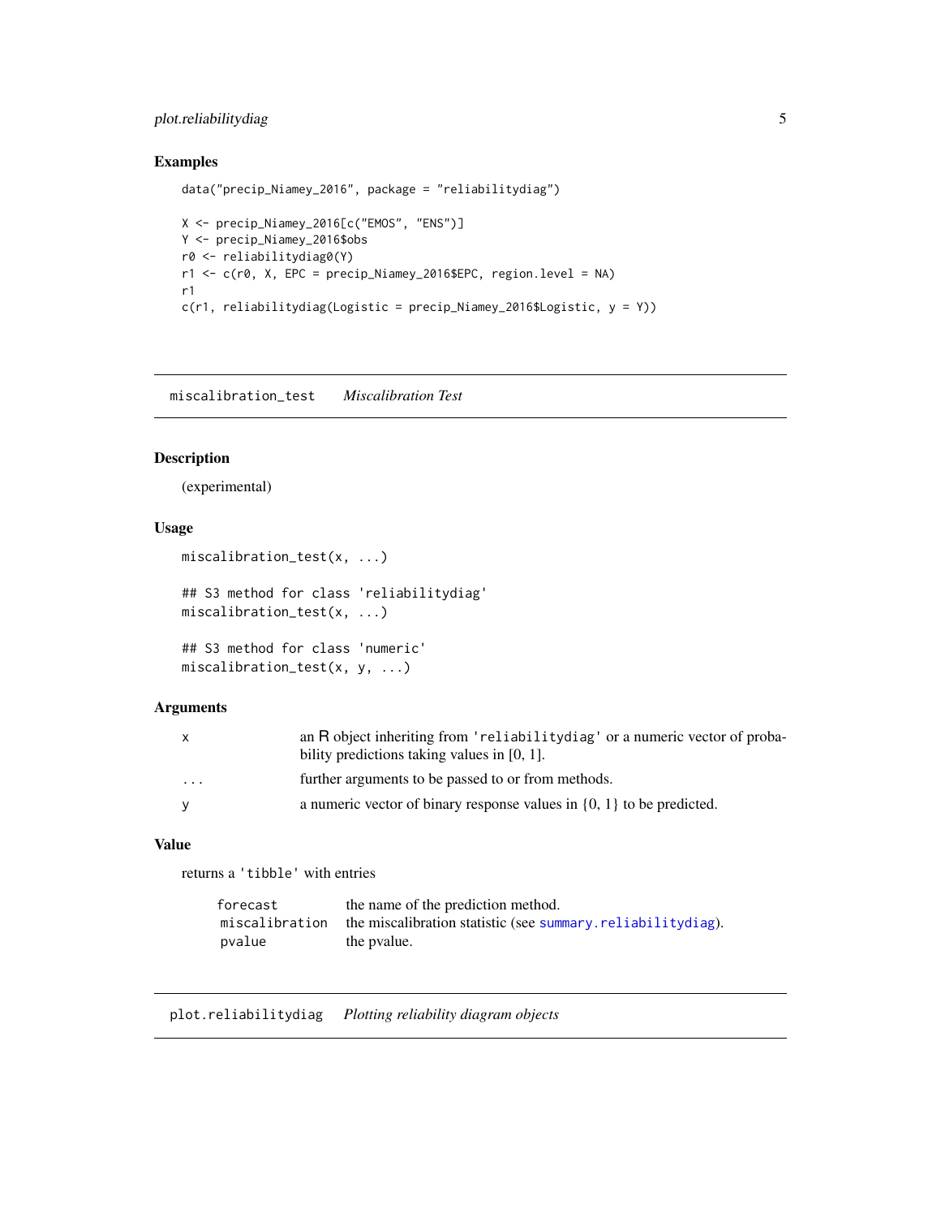## Examples

```
data("precip_Niamey_2016", package = "reliabilitydiag")

X <- precip_Niamey_2016[c("EMOS", "ENS")]
Y <- precip_Niamey_2016$obs
r0 <- reliabilitydiag0(Y)
r1 <- c(r0, X, EPC = precip_Niamey_2016$EPC, region.level = NA)
r1
c(r1, reliabilitydiag(Logistic = precip_Niamey_2016$Logistic, y = Y))
```

---

# miscalibration_test *Miscalibration Test*

## Description

(experimental)

## Usage

```
miscalibration_test(x, ...)

## S3 method for class 'reliabilitydiag'
miscalibration_test(x, ...)

## S3 method for class 'numeric'
miscalibration_test(x, y, ...)
```

## Arguments

| | |
|---|---|
| `x` | an R object inheriting from `'reliabilitydiag'` or a numeric vector of probability predictions taking values in [0, 1]. |
| `...` | further arguments to be passed to or from methods. |
| `y` | a numeric vector of binary response values in {0, 1} to be predicted. |

## Value

returns a `'tibble'` with entries

| | |
|---|---|
| `forecast` | the name of the prediction method. |
| `miscalibration` | the miscalibration statistic (see `summary.reliabilitydiag`). |
| `pvalue` | the pvalue. |

---

# plot.reliabilitydiag *Plotting reliability diagram objects*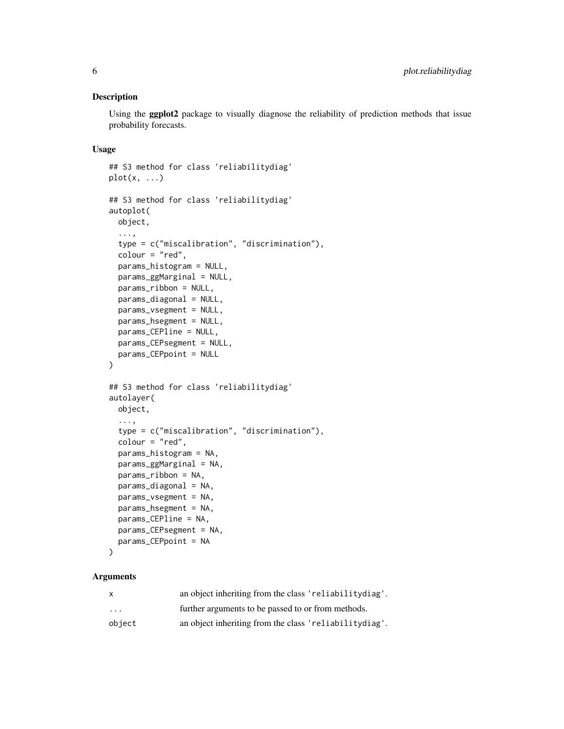## Description

Using the **ggplot2** package to visually diagnose the reliability of prediction methods that issue probability forecasts.

## Usage

```
## S3 method for class 'reliabilitydiag'
plot(x, ...)

## S3 method for class 'reliabilitydiag'
autoplot(
  object,
  ...,
  type = c("miscalibration", "discrimination"),
  colour = "red",
  params_histogram = NULL,
  params_ggMarginal = NULL,
  params_ribbon = NULL,
  params_diagonal = NULL,
  params_vsegment = NULL,
  params_hsegment = NULL,
  params_CEPline = NULL,
  params_CEPsegment = NULL,
  params_CEPpoint = NULL
)

## S3 method for class 'reliabilitydiag'
autolayer(
  object,
  ...,
  type = c("miscalibration", "discrimination"),
  colour = "red",
  params_histogram = NA,
  params_ggMarginal = NA,
  params_ribbon = NA,
  params_diagonal = NA,
  params_vsegment = NA,
  params_hsegment = NA,
  params_CEPline = NA,
  params_CEPsegment = NA,
  params_CEPpoint = NA
)
```

## Arguments

| | |
|---|---|
| `x` | an object inheriting from the class 'reliabilitydiag'. |
| `...` | further arguments to be passed to or from methods. |
| `object` | an object inheriting from the class 'reliabilitydiag'. |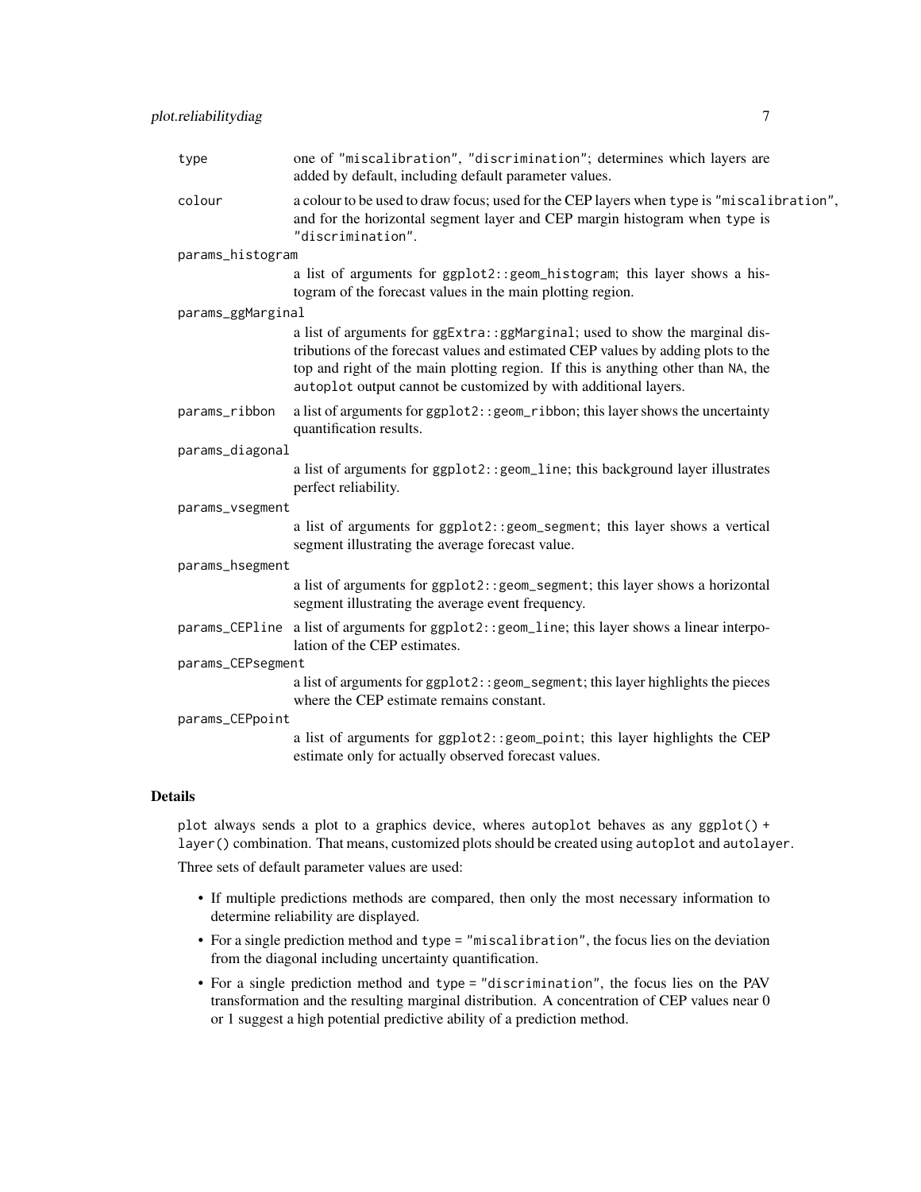| | |
|---|---|
| `type` | one of "miscalibration", "discrimination"; determines which layers are added by default, including default parameter values. |
| `colour` | a colour to be used to draw focus; used for the CEP layers when `type` is "miscalibration", and for the horizontal segment layer and CEP margin histogram when `type` is "discrimination". |
| `params_histogram` | a list of arguments for `ggplot2::geom_histogram`; this layer shows a histogram of the forecast values in the main plotting region. |
| `params_ggMarginal` | a list of arguments for `ggExtra::ggMarginal`; used to show the marginal distributions of the forecast values and estimated CEP values by adding plots to the top and right of the main plotting region. If this is anything other than `NA`, the `autoplot` output cannot be customized by with additional layers. |
| `params_ribbon` | a list of arguments for `ggplot2::geom_ribbon`; this layer shows the uncertainty quantification results. |
| `params_diagonal` | a list of arguments for `ggplot2::geom_line`; this background layer illustrates perfect reliability. |
| `params_vsegment` | a list of arguments for `ggplot2::geom_segment`; this layer shows a vertical segment illustrating the average forecast value. |
| `params_hsegment` | a list of arguments for `ggplot2::geom_segment`; this layer shows a horizontal segment illustrating the average event frequency. |
| `params_CEPline` | a list of arguments for `ggplot2::geom_line`; this layer shows a linear interpolation of the CEP estimates. |
| `params_CEPsegment` | a list of arguments for `ggplot2::geom_segment`; this layer highlights the pieces where the CEP estimate remains constant. |
| `params_CEPpoint` | a list of arguments for `ggplot2::geom_point`; this layer highlights the CEP estimate only for actually observed forecast values. |

## Details

`plot` always sends a plot to a graphics device, wheres `autoplot` behaves as any `ggplot() + layer()` combination. That means, customized plots should be created using `autoplot` and `autolayer`.

Three sets of default parameter values are used:

- If multiple predictions methods are compared, then only the most necessary information to determine reliability are displayed.
- For a single prediction method and `type = "miscalibration"`, the focus lies on the deviation from the diagonal including uncertainty quantification.
- For a single prediction method and `type = "discrimination"`, the focus lies on the PAV transformation and the resulting marginal distribution. A concentration of CEP values near 0 or 1 suggest a high potential predictive ability of a prediction method.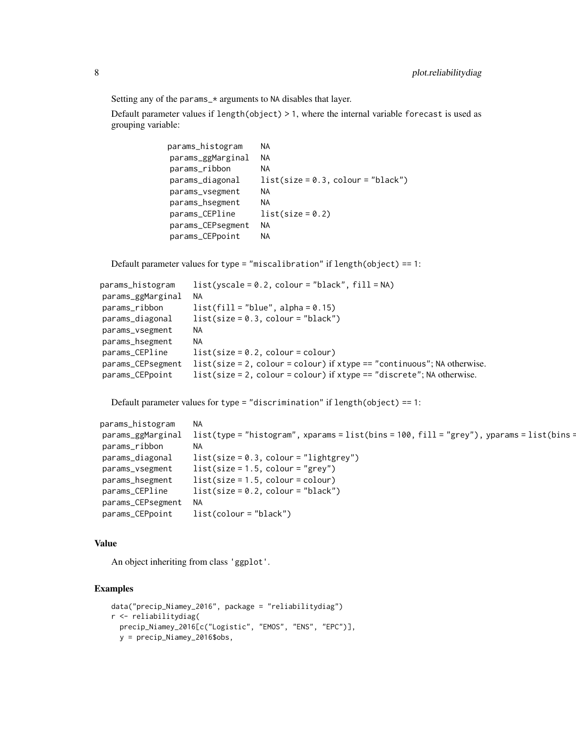Setting any of the params_* arguments to NA disables that layer.

Default parameter values if length(object) > 1, where the internal variable forecast is used as grouping variable:

| | |
|---|---|
| params_histogram | NA |
| params_ggMarginal | NA |
| params_ribbon | NA |
| params_diagonal | list(size = 0.3, colour = "black") |
| params_vsegment | NA |
| params_hsegment | NA |
| params_CEPline | list(size = 0.2) |
| params_CEPsegment | NA |
| params_CEPpoint | NA |

Default parameter values for type = "miscalibration" if length(object) == 1:

| | |
|---|---|
| params_histogram | list(yscale = 0.2, colour = "black", fill = NA) |
| params_ggMarginal | NA |
| params_ribbon | list(fill = "blue", alpha = 0.15) |
| params_diagonal | list(size = 0.3, colour = "black") |
| params_vsegment | NA |
| params_hsegment | NA |
| params_CEPline | list(size = 0.2, colour = colour) |
| params_CEPsegment | list(size = 2, colour = colour) if xtype == "continuous"; NA otherwise. |
| params_CEPpoint | list(size = 2, colour = colour) if xtype == "discrete"; NA otherwise. |

Default parameter values for type = "discrimination" if length(object) == 1:

| | |
|---|---|
| params_histogram | NA |
| params_ggMarginal | list(type = "histogram", xparams = list(bins = 100, fill = "grey"), yparams = list(bins = |
| params_ribbon | NA |
| params_diagonal | list(size = 0.3, colour = "lightgrey") |
| params_vsegment | list(size = 1.5, colour = "grey") |
| params_hsegment | list(size = 1.5, colour = colour) |
| params_CEPline | list(size = 0.2, colour = "black") |
| params_CEPsegment | NA |
| params_CEPpoint | list(colour = "black") |

### Value

An object inheriting from class 'ggplot'.

### Examples

```
data("precip_Niamey_2016", package = "reliabilitydiag")
r <- reliabilitydiag(
  precip_Niamey_2016[c("Logistic", "EMOS", "ENS", "EPC")],
  y = precip_Niamey_2016$obs,
```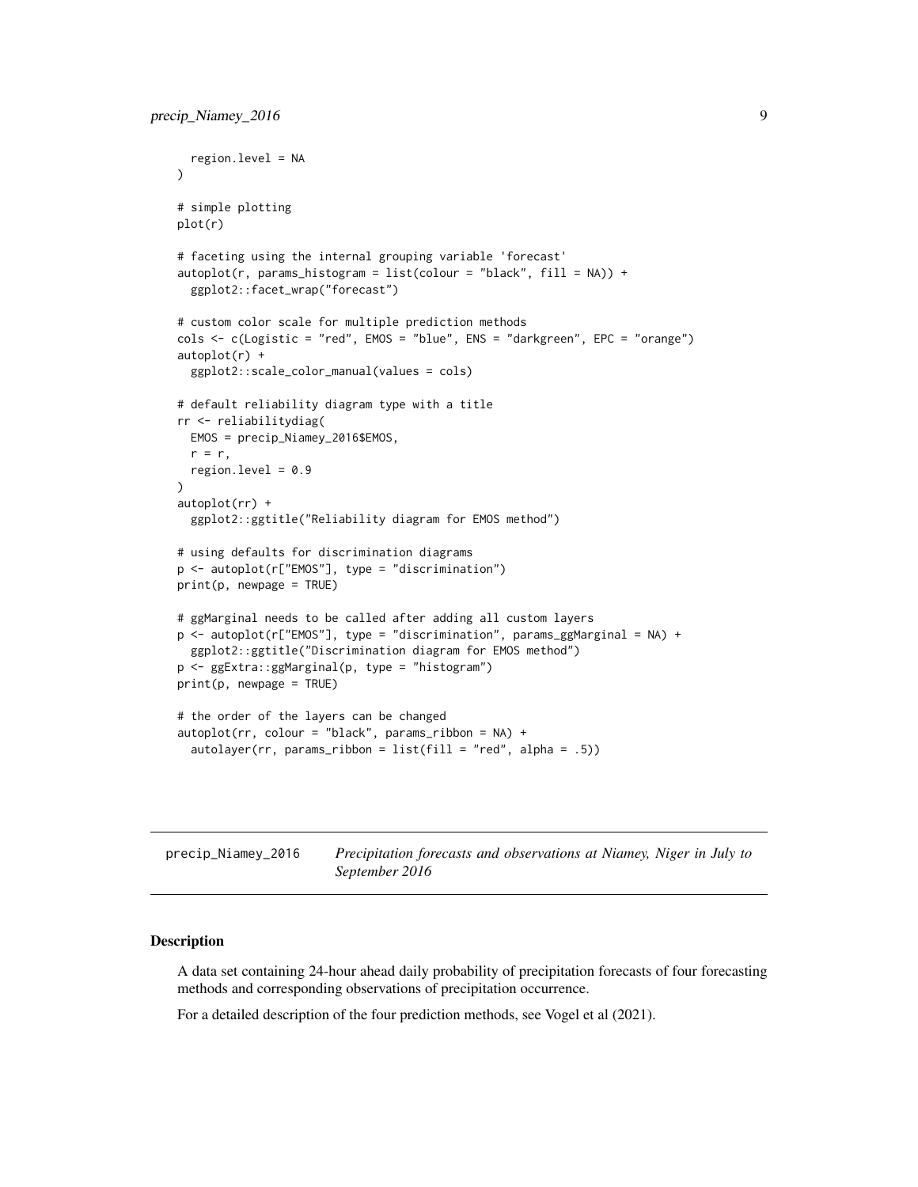```
  region.level = NA
)

# simple plotting
plot(r)

# faceting using the internal grouping variable 'forecast'
autoplot(r, params_histogram = list(colour = "black", fill = NA)) +
  ggplot2::facet_wrap("forecast")

# custom color scale for multiple prediction methods
cols <- c(Logistic = "red", EMOS = "blue", ENS = "darkgreen", EPC = "orange")
autoplot(r) +
  ggplot2::scale_color_manual(values = cols)

# default reliability diagram type with a title
rr <- reliabilitydiag(
  EMOS = precip_Niamey_2016$EMOS,
  r = r,
  region.level = 0.9
)
autoplot(rr) +
  ggplot2::ggtitle("Reliability diagram for EMOS method")

# using defaults for discrimination diagrams
p <- autoplot(r["EMOS"], type = "discrimination")
print(p, newpage = TRUE)

# ggMarginal needs to be called after adding all custom layers
p <- autoplot(r["EMOS"], type = "discrimination", params_ggMarginal = NA) +
  ggplot2::ggtitle("Discrimination diagram for EMOS method")
p <- ggExtra::ggMarginal(p, type = "histogram")
print(p, newpage = TRUE)

# the order of the layers can be changed
autoplot(rr, colour = "black", params_ribbon = NA) +
  autolayer(rr, params_ribbon = list(fill = "red", alpha = .5))
```

## precip_Niamey_2016 — *Precipitation forecasts and observations at Niamey, Niger in July to September 2016*

### Description

A data set containing 24-hour ahead daily probability of precipitation forecasts of four forecasting methods and corresponding observations of precipitation occurrence.

For a detailed description of the four prediction methods, see Vogel et al (2021).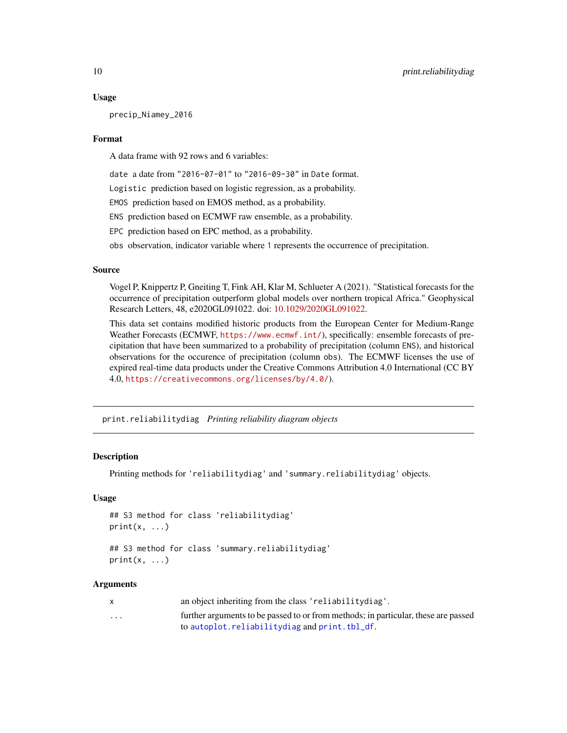### Usage

```
precip_Niamey_2016
```

### Format

A data frame with 92 rows and 6 variables:

- `date` a date from "2016-07-01" to "2016-09-30" in `Date` format.
- `Logistic` prediction based on logistic regression, as a probability.
- `EMOS` prediction based on EMOS method, as a probability.
- `ENS` prediction based on ECMWF raw ensemble, as a probability.
- `EPC` prediction based on EPC method, as a probability.
- `obs` observation, indicator variable where `1` represents the occurrence of precipitation.

### Source

Vogel P, Knippertz P, Gneiting T, Fink AH, Klar M, Schlueter A (2021). "Statistical forecasts for the occurrence of precipitation outperform global models over northern tropical Africa." Geophysical Research Letters, 48, e2020GL091022. doi: 10.1029/2020GL091022.

This data set contains modified historic products from the European Center for Medium-Range Weather Forecasts (ECMWF, `https://www.ecmwf.int/`), specifically: ensemble forecasts of precipitation that have been summarized to a probability of precipitation (column `ENS`), and historical observations for the occurence of precipitation (column `obs`). The ECMWF licenses the use of expired real-time data products under the Creative Commons Attribution 4.0 International (CC BY 4.0, `https://creativecommons.org/licenses/by/4.0/`).

---

## print.reliabilitydiag *Printing reliability diagram objects*

### Description

Printing methods for `'reliabilitydiag'` and `'summary.reliabilitydiag'` objects.

### Usage

```
## S3 method for class 'reliabilitydiag'
print(x, ...)

## S3 method for class 'summary.reliabilitydiag'
print(x, ...)
```

### Arguments

| | |
|---|---|
| `x` | an object inheriting from the class `'reliabilitydiag'`. |
| `...` | further arguments to be passed to or from methods; in particular, these are passed to `autoplot.reliabilitydiag` and `print.tbl_df`. |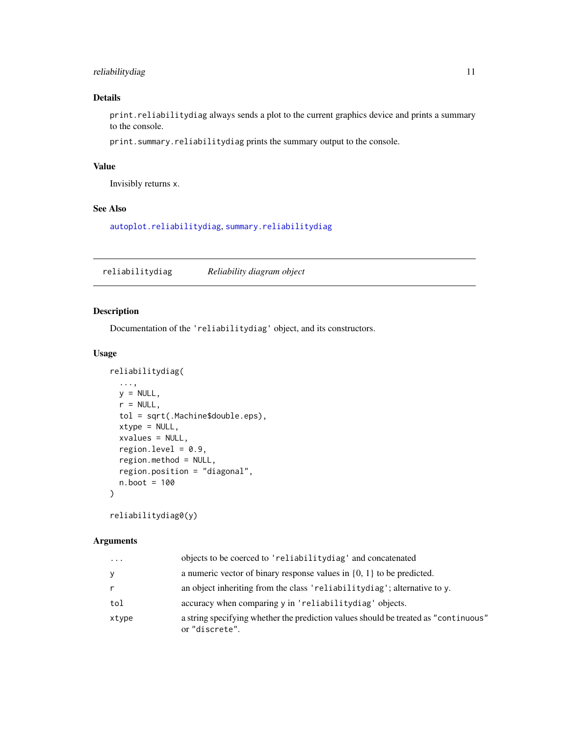### Details

`print.reliabilitydiag` always sends a plot to the current graphics device and prints a summary to the console.

`print.summary.reliabilitydiag` prints the summary output to the console.

### Value

Invisibly returns `x`.

### See Also

`autoplot.reliabilitydiag`, `summary.reliabilitydiag`

---

## reliabilitydiag — *Reliability diagram object*

### Description

Documentation of the `'reliabilitydiag'` object, and its constructors.

### Usage

```
reliabilitydiag(
  ...,
  y = NULL,
  r = NULL,
  tol = sqrt(.Machine$double.eps),
  xtype = NULL,
  xvalues = NULL,
  region.level = 0.9,
  region.method = NULL,
  region.position = "diagonal",
  n.boot = 100
)

reliabilitydiag0(y)
```

### Arguments

| | |
|---|---|
| `...` | objects to be coerced to `'reliabilitydiag'` and concatenated |
| `y` | a numeric vector of binary response values in $\{0, 1\}$ to be predicted. |
| `r` | an object inheriting from the class `'reliabilitydiag'`; alternative to `y`. |
| `tol` | accuracy when comparing `y` in `'reliabilitydiag'` objects. |
| `xtype` | a string specifying whether the prediction values should be treated as `"continuous"` or `"discrete"`. |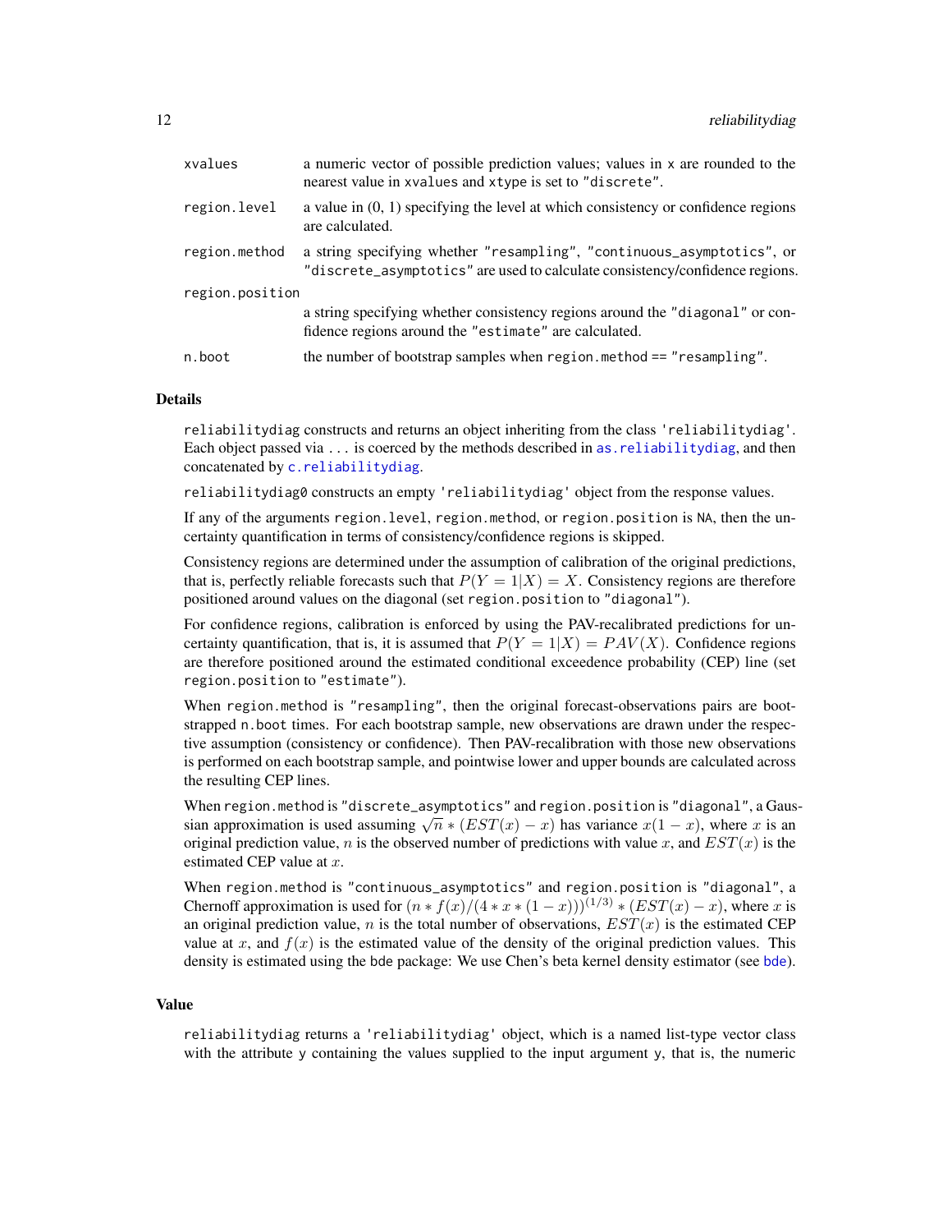| | |
|---|---|
| `xvalues` | a numeric vector of possible prediction values; values in `x` are rounded to the nearest value in `xvalues` and `xtype` is set to `"discrete"`. |
| `region.level` | a value in (0, 1) specifying the level at which consistency or confidence regions are calculated. |
| `region.method` | a string specifying whether `"resampling"`, `"continuous_asymptotics"`, or `"discrete_asymptotics"` are used to calculate consistency/confidence regions. |
| `region.position` | a string specifying whether consistency regions around the `"diagonal"` or confidence regions around the `"estimate"` are calculated. |
| `n.boot` | the number of bootstrap samples when `region.method == "resampling"`. |

## Details

`reliabilitydiag` constructs and returns an object inheriting from the class `'reliabilitydiag'`. Each object passed via `...` is coerced by the methods described in `as.reliabilitydiag`, and then concatenated by `c.reliabilitydiag`.

`reliabilitydiag0` constructs an empty `'reliabilitydiag'` object from the response values.

If any of the arguments `region.level`, `region.method`, or `region.position` is `NA`, then the uncertainty quantification in terms of consistency/confidence regions is skipped.

Consistency regions are determined under the assumption of calibration of the original predictions, that is, perfectly reliable forecasts such that $P(Y = 1|X) = X$. Consistency regions are therefore positioned around values on the diagonal (set `region.position` to `"diagonal"`).

For confidence regions, calibration is enforced by using the PAV-recalibrated predictions for uncertainty quantification, that is, it is assumed that $P(Y = 1|X) = PAV(X)$. Confidence regions are therefore positioned around the estimated conditional exceedence probability (CEP) line (set `region.position` to `"estimate"`).

When `region.method` is `"resampling"`, then the original forecast-observations pairs are bootstrapped `n.boot` times. For each bootstrap sample, new observations are drawn under the respective assumption (consistency or confidence). Then PAV-recalibration with those new observations is performed on each bootstrap sample, and pointwise lower and upper bounds are calculated across the resulting CEP lines.

When `region.method` is `"discrete_asymptotics"` and `region.position` is `"diagonal"`, a Gaussian approximation is used assuming $\sqrt{n} * (EST(x) - x)$ has variance $x(1 - x)$, where $x$ is an original prediction value, $n$ is the observed number of predictions with value $x$, and $EST(x)$ is the estimated CEP value at $x$.

When `region.method` is `"continuous_asymptotics"` and `region.position` is `"diagonal"`, a Chernoff approximation is used for $(n * f(x)/(4 * x * (1 - x)))^{(1/3)} * (EST(x) - x)$, where $x$ is an original prediction value, $n$ is the total number of observations, $EST(x)$ is the estimated CEP value at $x$, and $f(x)$ is the estimated value of the density of the original prediction values. This density is estimated using the `bde` package: We use Chen's beta kernel density estimator (see `bde`).

## Value

`reliabilitydiag` returns a `'reliabilitydiag'` object, which is a named list-type vector class with the attribute `y` containing the values supplied to the input argument `y`, that is, the numeric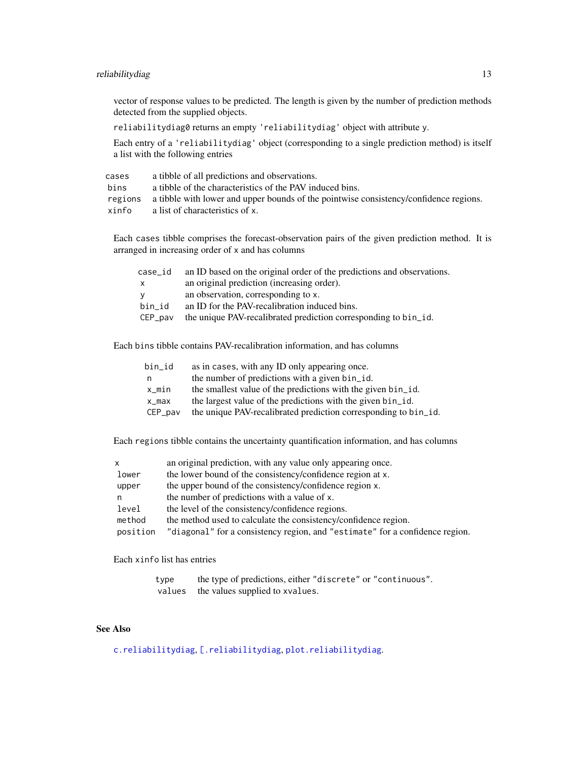vector of response values to be predicted. The length is given by the number of prediction methods detected from the supplied objects.

`reliabilitydiag0` returns an empty `'reliabilitydiag'` object with attribute `y`.

Each entry of a `'reliabilitydiag'` object (corresponding to a single prediction method) is itself a list with the following entries

| | |
|---|---|
| `cases` | a tibble of all predictions and observations. |
| `bins` | a tibble of the characteristics of the PAV induced bins. |
| `regions` | a tibble with lower and upper bounds of the pointwise consistency/confidence regions. |
| `xinfo` | a list of characteristics of `x`. |

Each `cases` tibble comprises the forecast-observation pairs of the given prediction method. It is arranged in increasing order of `x` and has columns

| | |
|---|---|
| `case_id` | an ID based on the original order of the predictions and observations. |
| `x` | an original prediction (increasing order). |
| `y` | an observation, corresponding to `x`. |
| `bin_id` | an ID for the PAV-recalibration induced bins. |
| `CEP_pav` | the unique PAV-recalibrated prediction corresponding to `bin_id`. |

Each `bins` tibble contains PAV-recalibration information, and has columns

| | |
|---|---|
| `bin_id` | as in `cases`, with any ID only appearing once. |
| `n` | the number of predictions with a given `bin_id`. |
| `x_min` | the smallest value of the predictions with the given `bin_id`. |
| `x_max` | the largest value of the predictions with the given `bin_id`. |
| `CEP_pav` | the unique PAV-recalibrated prediction corresponding to `bin_id`. |

Each `regions` tibble contains the uncertainty quantification information, and has columns

| | |
|---|---|
| `x` | an original prediction, with any value only appearing once. |
| `lower` | the lower bound of the consistency/confidence region at `x`. |
| `upper` | the upper bound of the consistency/confidence region `x`. |
| `n` | the number of predictions with a value of `x`. |
| `level` | the level of the consistency/confidence regions. |
| `method` | the method used to calculate the consistency/confidence region. |
| `position` | `"diagonal"` for a consistency region, and `"estimate"` for a confidence region. |

Each `xinfo` list has entries

| | |
|---|---|
| `type` | the type of predictions, either `"discrete"` or `"continuous"`. |
| `values` | the values supplied to `xvalues`. |

## See Also

`c.reliabilitydiag`, `[.reliabilitydiag`, `plot.reliabilitydiag`.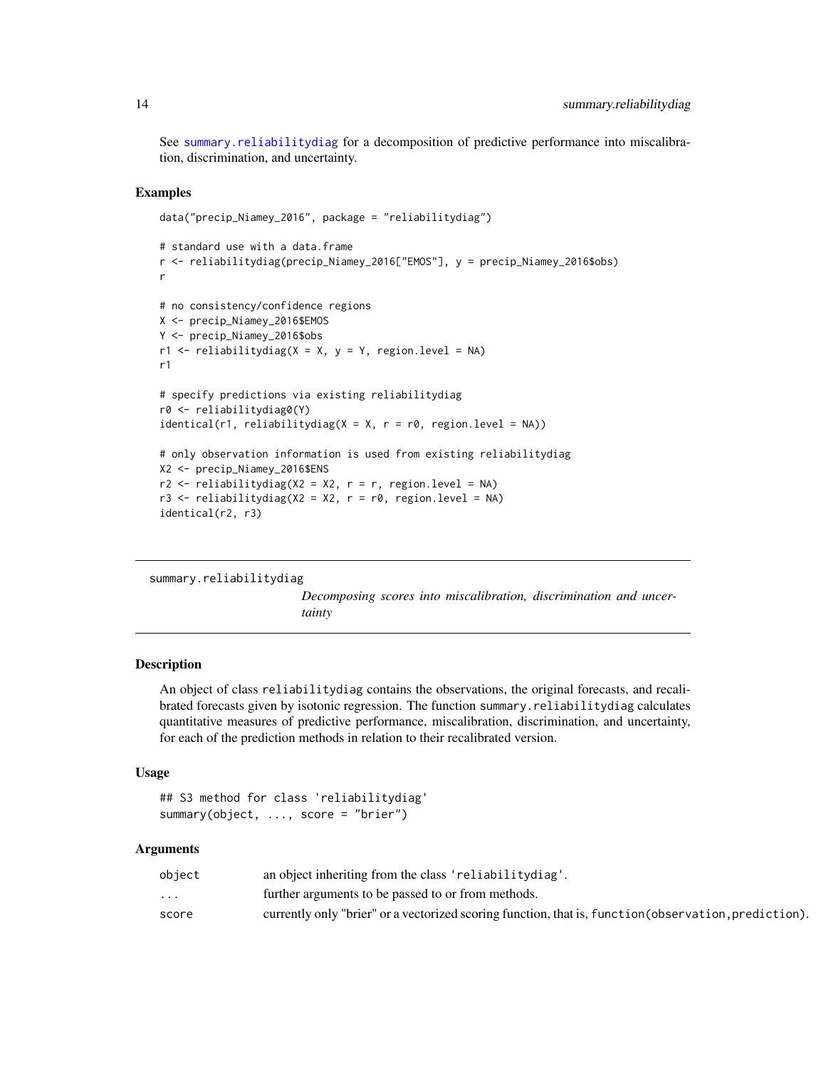See summary.reliabilitydiag for a decomposition of predictive performance into miscalibration, discrimination, and uncertainty.

### Examples

```
data("precip_Niamey_2016", package = "reliabilitydiag")

# standard use with a data.frame
r <- reliabilitydiag(precip_Niamey_2016["EMOS"], y = precip_Niamey_2016$obs)
r

# no consistency/confidence regions
X <- precip_Niamey_2016$EMOS
Y <- precip_Niamey_2016$obs
r1 <- reliabilitydiag(X = X, y = Y, region.level = NA)
r1

# specify predictions via existing reliabilitydiag
r0 <- reliabilitydiag0(Y)
identical(r1, reliabilitydiag(X = X, r = r0, region.level = NA))

# only observation information is used from existing reliabilitydiag
X2 <- precip_Niamey_2016$ENS
r2 <- reliabilitydiag(X2 = X2, r = r, region.level = NA)
r3 <- reliabilitydiag(X2 = X2, r = r0, region.level = NA)
identical(r2, r3)
```

---

## summary.reliabilitydiag

*Decomposing scores into miscalibration, discrimination and uncertainty*

---

### Description

An object of class reliabilitydiag contains the observations, the original forecasts, and recalibrated forecasts given by isotonic regression. The function summary.reliabilitydiag calculates quantitative measures of predictive performance, miscalibration, discrimination, and uncertainty, for each of the prediction methods in relation to their recalibrated version.

### Usage

```
## S3 method for class 'reliabilitydiag'
summary(object, ..., score = "brier")
```

### Arguments

| | |
|---|---|
| object | an object inheriting from the class 'reliabilitydiag'. |
| ... | further arguments to be passed to or from methods. |
| score | currently only "brier" or a vectorized scoring function, that is, function(observation,prediction). |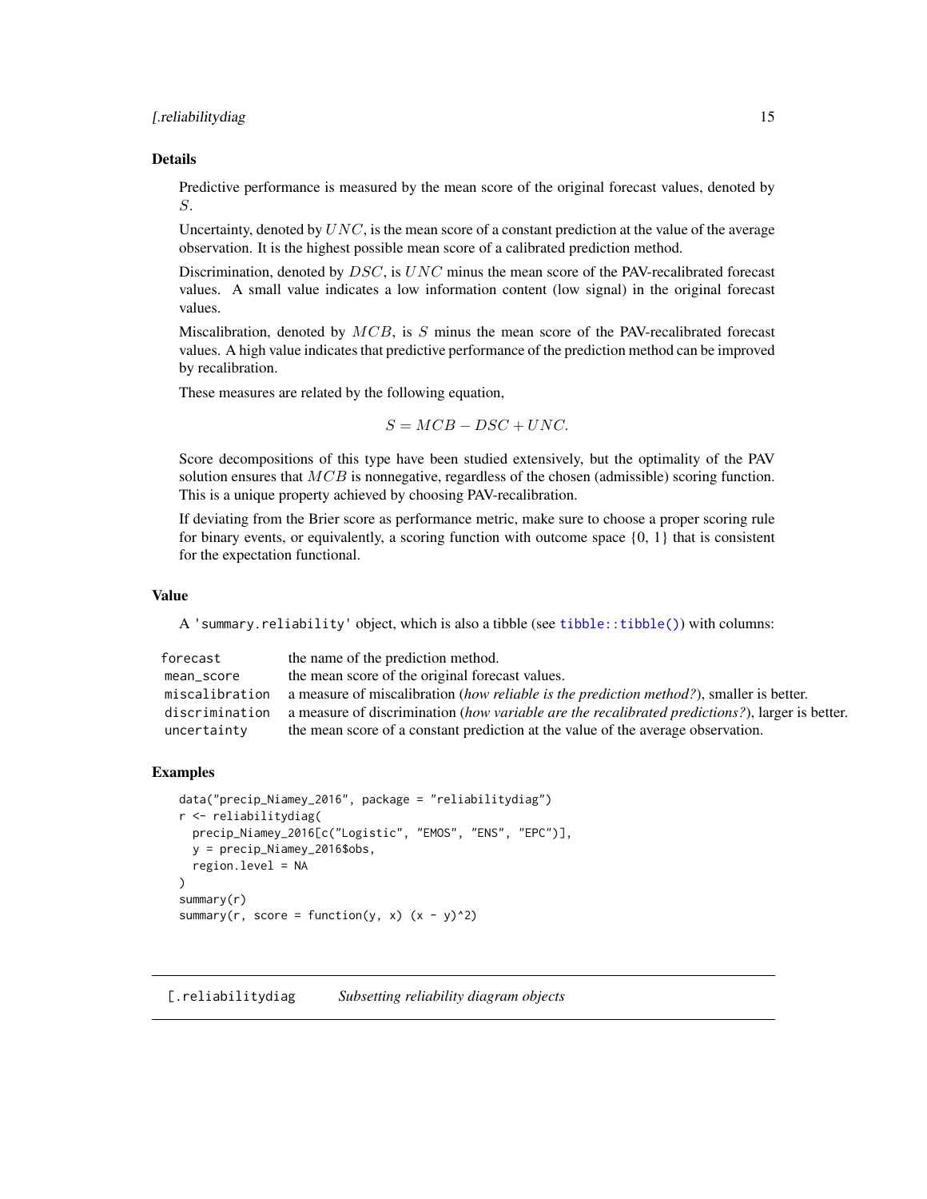### Details

Predictive performance is measured by the mean score of the original forecast values, denoted by $S$.

Uncertainty, denoted by $UNC$, is the mean score of a constant prediction at the value of the average observation. It is the highest possible mean score of a calibrated prediction method.

Discrimination, denoted by $DSC$, is $UNC$ minus the mean score of the PAV-recalibrated forecast values. A small value indicates a low information content (low signal) in the original forecast values.

Miscalibration, denoted by $MCB$, is $S$ minus the mean score of the PAV-recalibrated forecast values. A high value indicates that predictive performance of the prediction method can be improved by recalibration.

These measures are related by the following equation,

$$S = MCB - DSC + UNC.$$

Score decompositions of this type have been studied extensively, but the optimality of the PAV solution ensures that $MCB$ is nonnegative, regardless of the chosen (admissible) scoring function. This is a unique property achieved by choosing PAV-recalibration.

If deviating from the Brier score as performance metric, make sure to choose a proper scoring rule for binary events, or equivalently, a scoring function with outcome space {0, 1} that is consistent for the expectation functional.

### Value

A `'summary.reliability'` object, which is also a tibble (see `tibble::tibble()`) with columns:

| | |
|---|---|
| `forecast` | the name of the prediction method. |
| `mean_score` | the mean score of the original forecast values. |
| `miscalibration` | a measure of miscalibration (*how reliable is the prediction method?*), smaller is better. |
| `discrimination` | a measure of discrimination (*how variable are the recalibrated predictions?*), larger is better. |
| `uncertainty` | the mean score of a constant prediction at the value of the average observation. |

### Examples

```
data("precip_Niamey_2016", package = "reliabilitydiag")
r <- reliabilitydiag(
  precip_Niamey_2016[c("Logistic", "EMOS", "ENS", "EPC")],
  y = precip_Niamey_2016$obs,
  region.level = NA
)
summary(r)
summary(r, score = function(y, x) (x - y)^2)
```

---

## `[.reliabilitydiag` *Subsetting reliability diagram objects*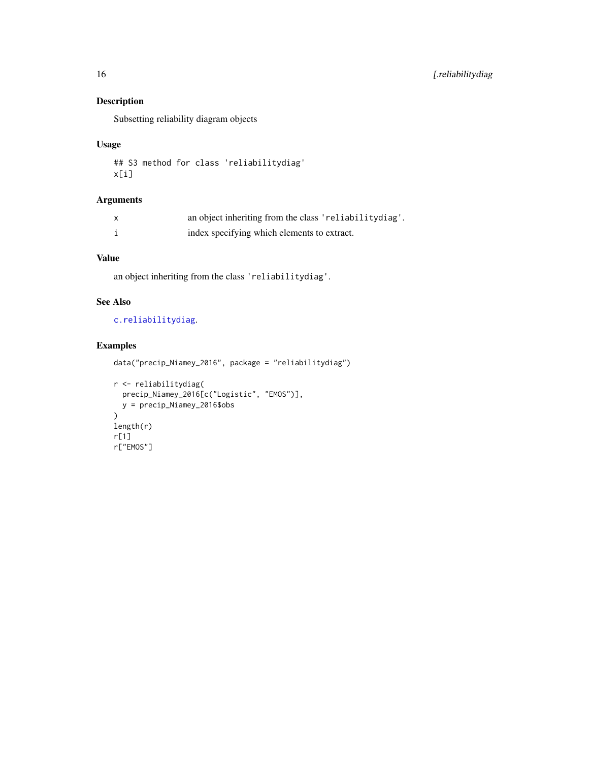### Description

Subsetting reliability diagram objects

### Usage

```
## S3 method for class 'reliabilitydiag'
x[i]
```

### Arguments

| | |
|---|---|
| x | an object inheriting from the class 'reliabilitydiag'. |
| i | index specifying which elements to extract. |

### Value

an object inheriting from the class 'reliabilitydiag'.

### See Also

c.reliabilitydiag.

### Examples

```
data("precip_Niamey_2016", package = "reliabilitydiag")

r <- reliabilitydiag(
  precip_Niamey_2016[c("Logistic", "EMOS")],
  y = precip_Niamey_2016$obs
)
length(r)
r[1]
r["EMOS"]
```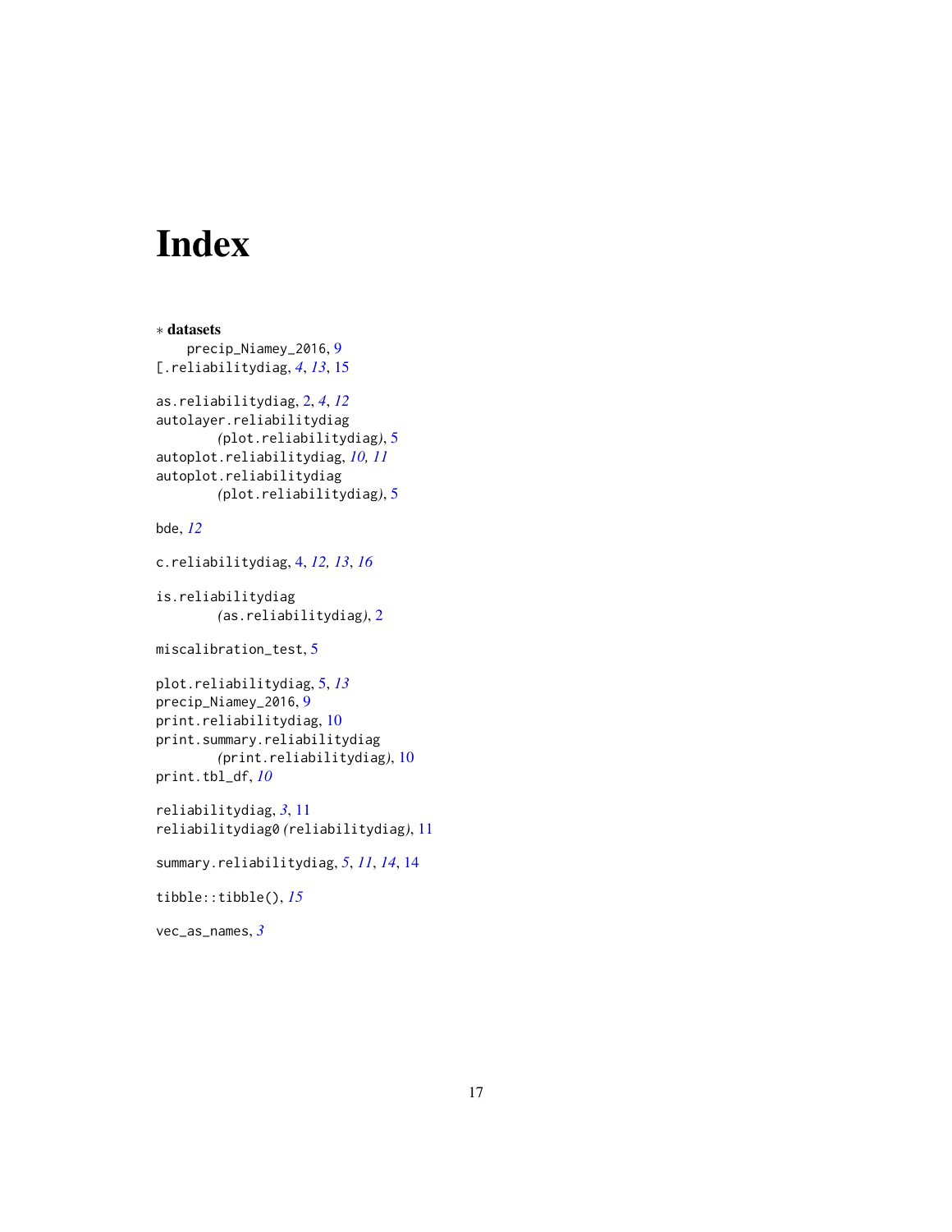# Index

∗ **datasets**
    precip_Niamey_2016, 9
[.reliabilitydiag, *4*, *13*, 15

as.reliabilitydiag, 2, *4*, *12*
autolayer.reliabilitydiag
        (plot.reliabilitydiag), 5
autoplot.reliabilitydiag, *10, 11*
autoplot.reliabilitydiag
        (plot.reliabilitydiag), 5

bde, *12*

c.reliabilitydiag, 4, *12, 13*, *16*

is.reliabilitydiag
        (as.reliabilitydiag), 2

miscalibration_test, 5

plot.reliabilitydiag, 5, *13*
precip_Niamey_2016, 9
print.reliabilitydiag, 10
print.summary.reliabilitydiag
        (print.reliabilitydiag), 10
print.tbl_df, *10*

reliabilitydiag, *3*, 11
reliabilitydiag0 (reliabilitydiag), 11

summary.reliabilitydiag, *5*, *11*, *14*, 14

tibble::tibble(), *15*

vec_as_names, *3*